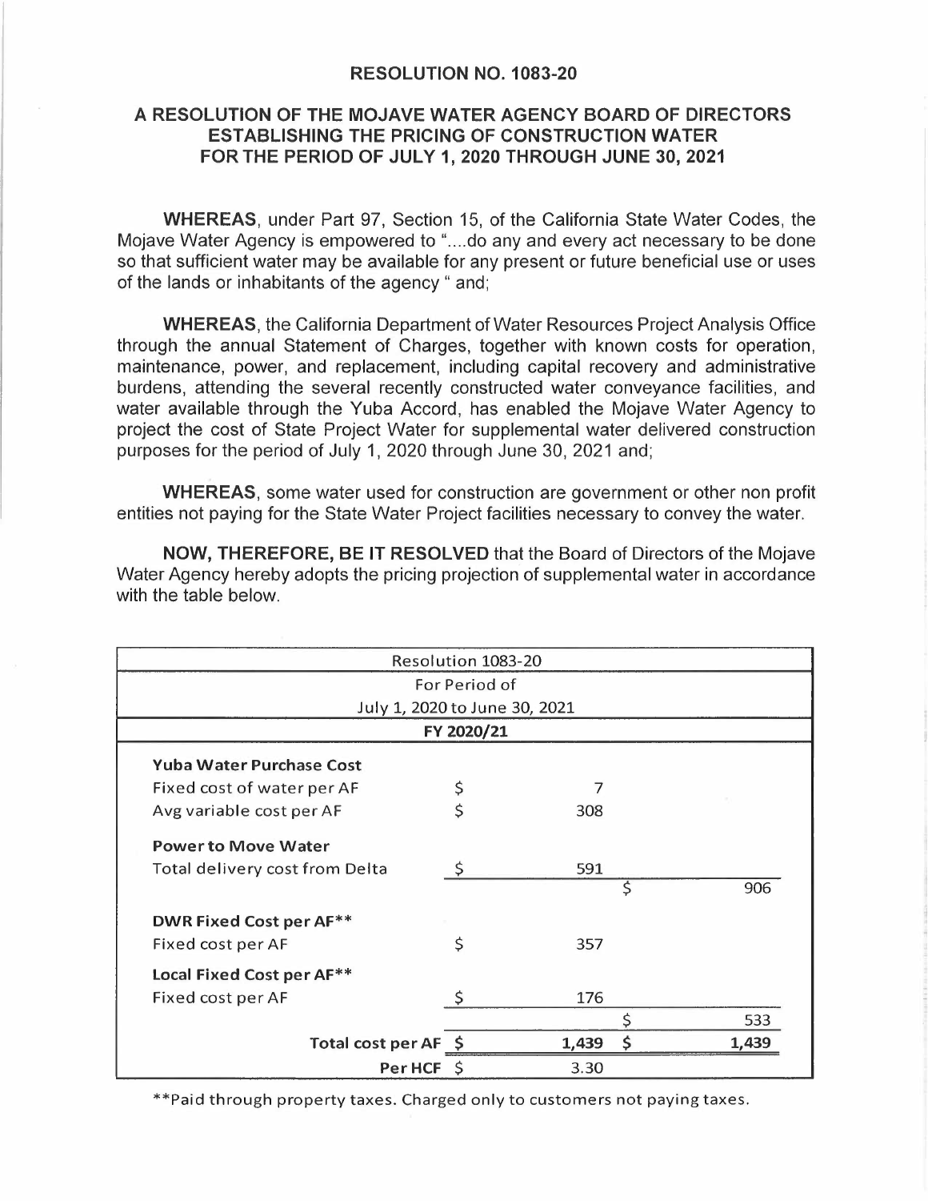**RESOLUTION NO. 1083-20**

**A RESOLUTION OF THE MOJAVE WATER AGENCY BOARD OF DIRECTORS ESTABLISHING THE PRICING OF CONSTRUCTION WATER FOR THE PERIOD OF JULY 1, 2020 THROUGH JUNE 30, 2021**

**WHEREAS**, under Part 97, Section 15, of the California State Water Codes, the Mojave Water Agency is empowered to "....do any and every act necessary to be done so that sufficient water may be available for any present or future beneficial use or uses of the lands or inhabitants of the agency " and;

**WHEREAS**, the California Department of Water Resources Project Analysis Office through the annual Statement of Charges, together with known costs for operation, maintenance, power, and replacement, including capital recovery and administrative burdens, attending the several recently constructed water conveyance facilities, and water available through the Yuba Accord, has enabled the Mojave Water Agency to project the cost of State Project Water for supplemental water delivered construction purposes for the period of July 1, 2020 through June 30, 2021 and;

**WHEREAS**, some water used for construction are government or other non profit entities not paying for the State Water Project facilities necessary to convey the water.

**NOW, THEREFORE, BE IT RESOLVED** that the Board of Directors of the Mojave Water Agency hereby adopts the pricing projection of supplemental water in accordance with the table below.

| Resolution 1083-20<br>For Period of<br>July 1, 2020 to June 30, 2021<br>**FY 2020/21** | | | | |
|---|---|---|---|---|
| **Yuba Water Purchase Cost** | | | | |
| Fixed cost of water per AF | $ | 7 | | |
| Avg variable cost per AF | $ | 308 | | |
| **Power to Move Water** | | | | |
| Total delivery cost from Delta | $ | 591 | | |
| | | | $ | 906 |
| **DWR Fixed Cost per AF\*\*** | | | | |
| Fixed cost per AF | $ | 357 | | |
| **Local Fixed Cost per AF\*\*** | | | | |
| Fixed cost per AF | $ | 176 | | |
| | | | $ | 533 |
| **Total cost per AF** | $ | 1,439 | $ | 1,439 |
| **Per HCF** | $ | 3.30 | | |

\*\*Paid through property taxes. Charged only to customers not paying taxes.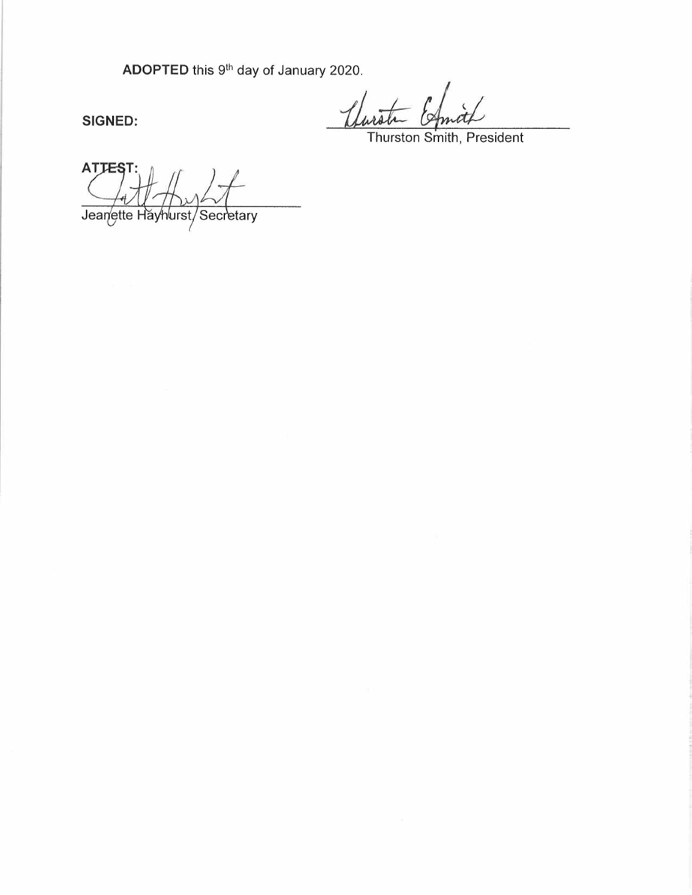**ADOPTED** this 9th day of January 2020.

**SIGNED:**

Thurston Smith, President

**ATTEST:**

Jeanette Hayhurst, Secretary